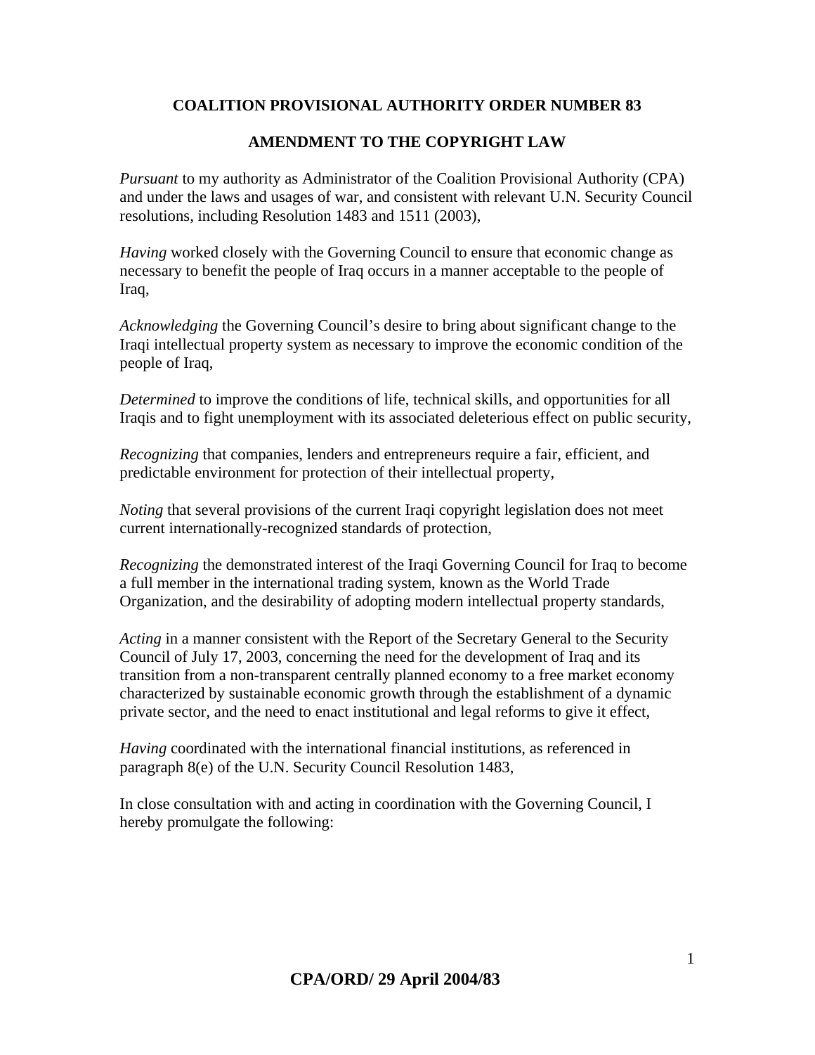# COALITION PROVISIONAL AUTHORITY ORDER NUMBER 83

## AMENDMENT TO THE COPYRIGHT LAW

*Pursuant* to my authority as Administrator of the Coalition Provisional Authority (CPA) and under the laws and usages of war, and consistent with relevant U.N. Security Council resolutions, including Resolution 1483 and 1511 (2003),

*Having* worked closely with the Governing Council to ensure that economic change as necessary to benefit the people of Iraq occurs in a manner acceptable to the people of Iraq,

*Acknowledging* the Governing Council's desire to bring about significant change to the Iraqi intellectual property system as necessary to improve the economic condition of the people of Iraq,

*Determined* to improve the conditions of life, technical skills, and opportunities for all Iraqis and to fight unemployment with its associated deleterious effect on public security,

*Recognizing* that companies, lenders and entrepreneurs require a fair, efficient, and predictable environment for protection of their intellectual property,

*Noting* that several provisions of the current Iraqi copyright legislation does not meet current internationally-recognized standards of protection,

*Recognizing* the demonstrated interest of the Iraqi Governing Council for Iraq to become a full member in the international trading system, known as the World Trade Organization, and the desirability of adopting modern intellectual property standards,

*Acting* in a manner consistent with the Report of the Secretary General to the Security Council of July 17, 2003, concerning the need for the development of Iraq and its transition from a non-transparent centrally planned economy to a free market economy characterized by sustainable economic growth through the establishment of a dynamic private sector, and the need to enact institutional and legal reforms to give it effect,

*Having* coordinated with the international financial institutions, as referenced in paragraph 8(e) of the U.N. Security Council Resolution 1483,

In close consultation with and acting in coordination with the Governing Council, I hereby promulgate the following:

**CPA/ORD/ 29 April 2004/83**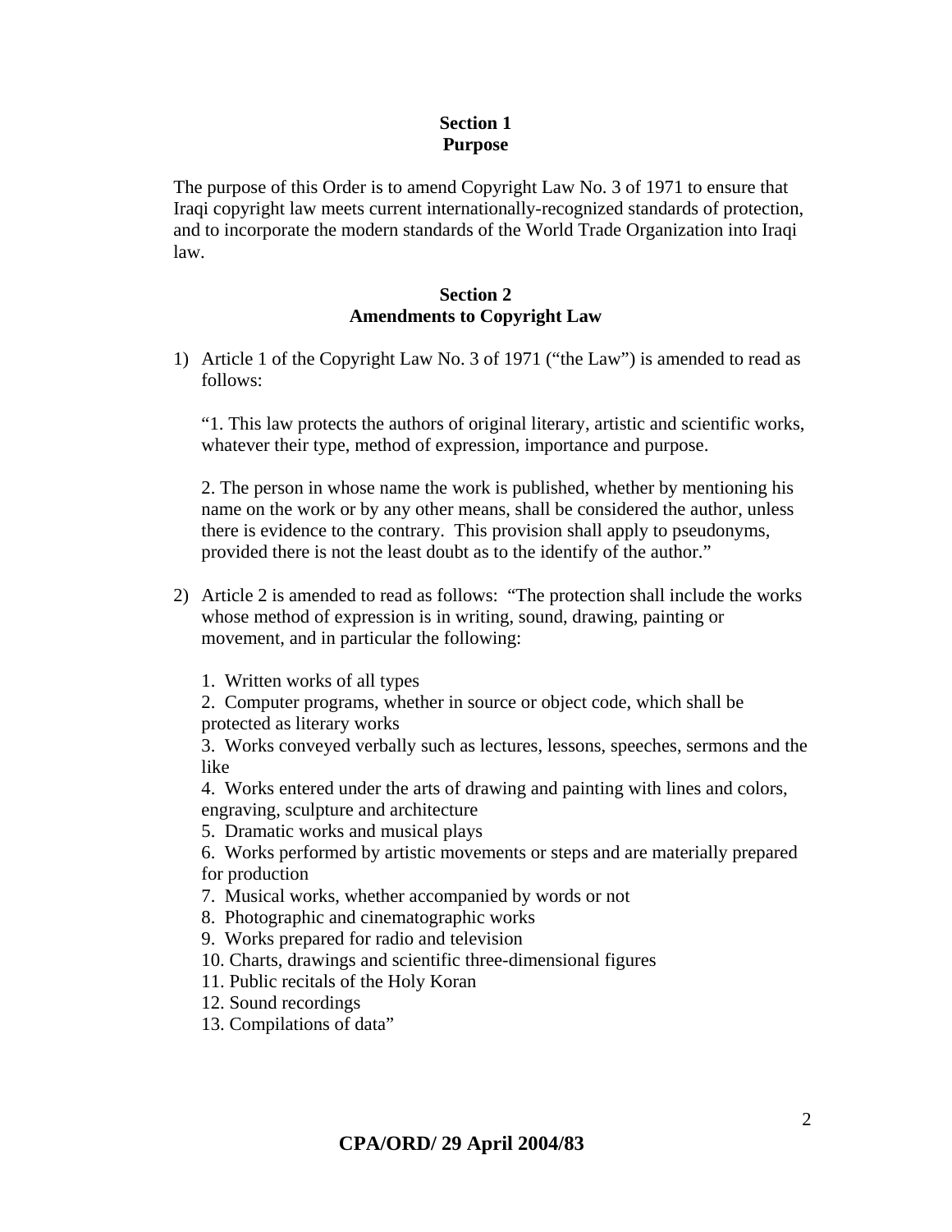## Section 1
## Purpose

The purpose of this Order is to amend Copyright Law No. 3 of 1971 to ensure that Iraqi copyright law meets current internationally-recognized standards of protection, and to incorporate the modern standards of the World Trade Organization into Iraqi law.

## Section 2
## Amendments to Copyright Law

1) Article 1 of the Copyright Law No. 3 of 1971 ("the Law") is amended to read as follows:

   "1. This law protects the authors of original literary, artistic and scientific works, whatever their type, method of expression, importance and purpose.

   2. The person in whose name the work is published, whether by mentioning his name on the work or by any other means, shall be considered the author, unless there is evidence to the contrary. This provision shall apply to pseudonyms, provided there is not the least doubt as to the identify of the author."

2) Article 2 is amended to read as follows: "The protection shall include the works whose method of expression is in writing, sound, drawing, painting or movement, and in particular the following:

   1. Written works of all types
   2. Computer programs, whether in source or object code, which shall be protected as literary works
   3. Works conveyed verbally such as lectures, lessons, speeches, sermons and the like
   4. Works entered under the arts of drawing and painting with lines and colors, engraving, sculpture and architecture
   5. Dramatic works and musical plays
   6. Works performed by artistic movements or steps and are materially prepared for production
   7. Musical works, whether accompanied by words or not
   8. Photographic and cinematographic works
   9. Works prepared for radio and television
   10. Charts, drawings and scientific three-dimensional figures
   11. Public recitals of the Holy Koran
   12. Sound recordings
   13. Compilations of data"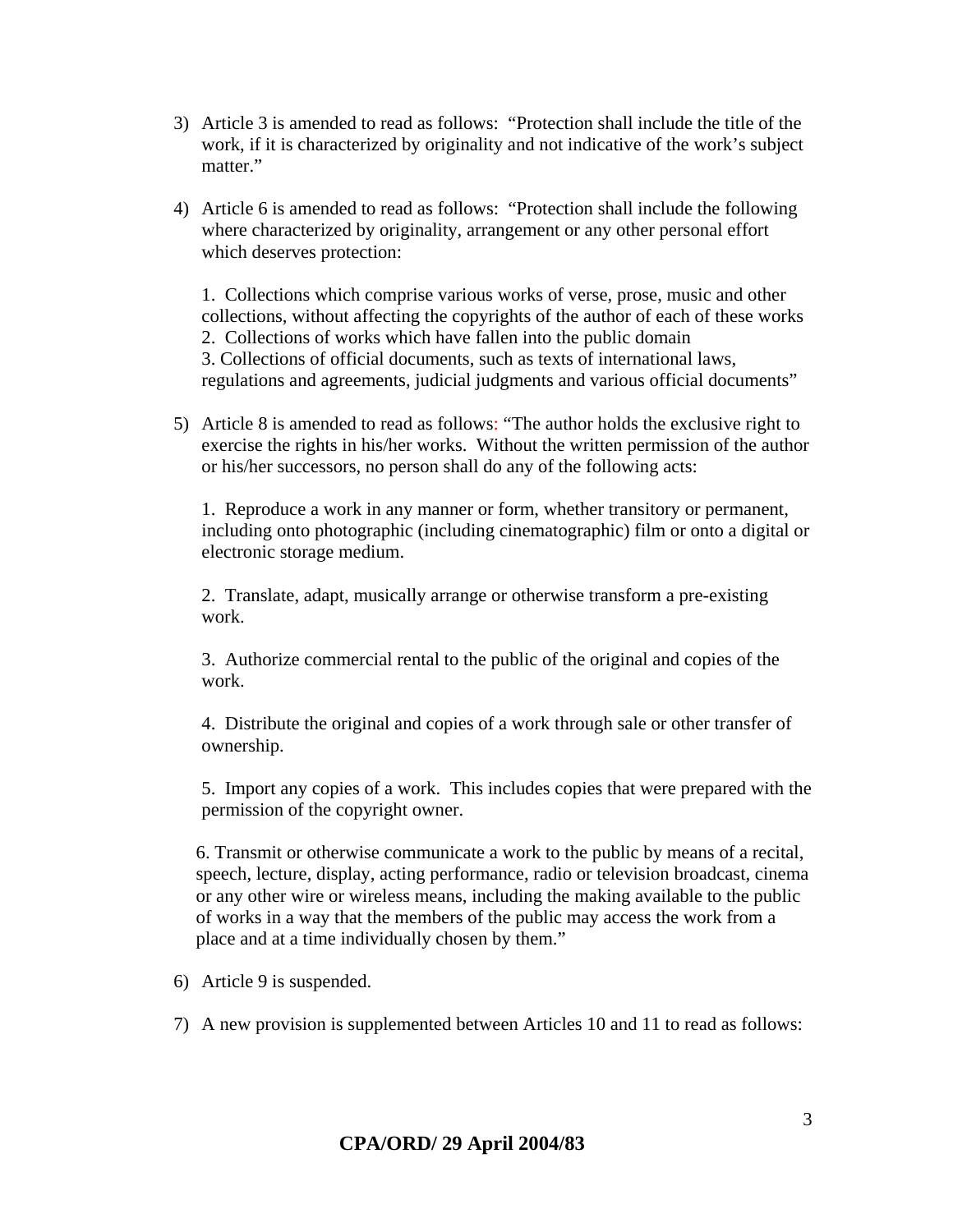3) Article 3 is amended to read as follows: "Protection shall include the title of the work, if it is characterized by originality and not indicative of the work's subject matter."

4) Article 6 is amended to read as follows: "Protection shall include the following where characterized by originality, arrangement or any other personal effort which deserves protection:

   1. Collections which comprise various works of verse, prose, music and other collections, without affecting the copyrights of the author of each of these works
   2. Collections of works which have fallen into the public domain
   3. Collections of official documents, such as texts of international laws, regulations and agreements, judicial judgments and various official documents"

5) Article 8 is amended to read as follows: "The author holds the exclusive right to exercise the rights in his/her works. Without the written permission of the author or his/her successors, no person shall do any of the following acts:

   1. Reproduce a work in any manner or form, whether transitory or permanent, including onto photographic (including cinematographic) film or onto a digital or electronic storage medium.

   2. Translate, adapt, musically arrange or otherwise transform a pre-existing work.

   3. Authorize commercial rental to the public of the original and copies of the work.

   4. Distribute the original and copies of a work through sale or other transfer of ownership.

   5. Import any copies of a work. This includes copies that were prepared with the permission of the copyright owner.

   6. Transmit or otherwise communicate a work to the public by means of a recital, speech, lecture, display, acting performance, radio or television broadcast, cinema or any other wire or wireless means, including the making available to the public of works in a way that the members of the public may access the work from a place and at a time individually chosen by them."

6) Article 9 is suspended.

7) A new provision is supplemented between Articles 10 and 11 to read as follows:

**CPA/ORD/ 29 April 2004/83**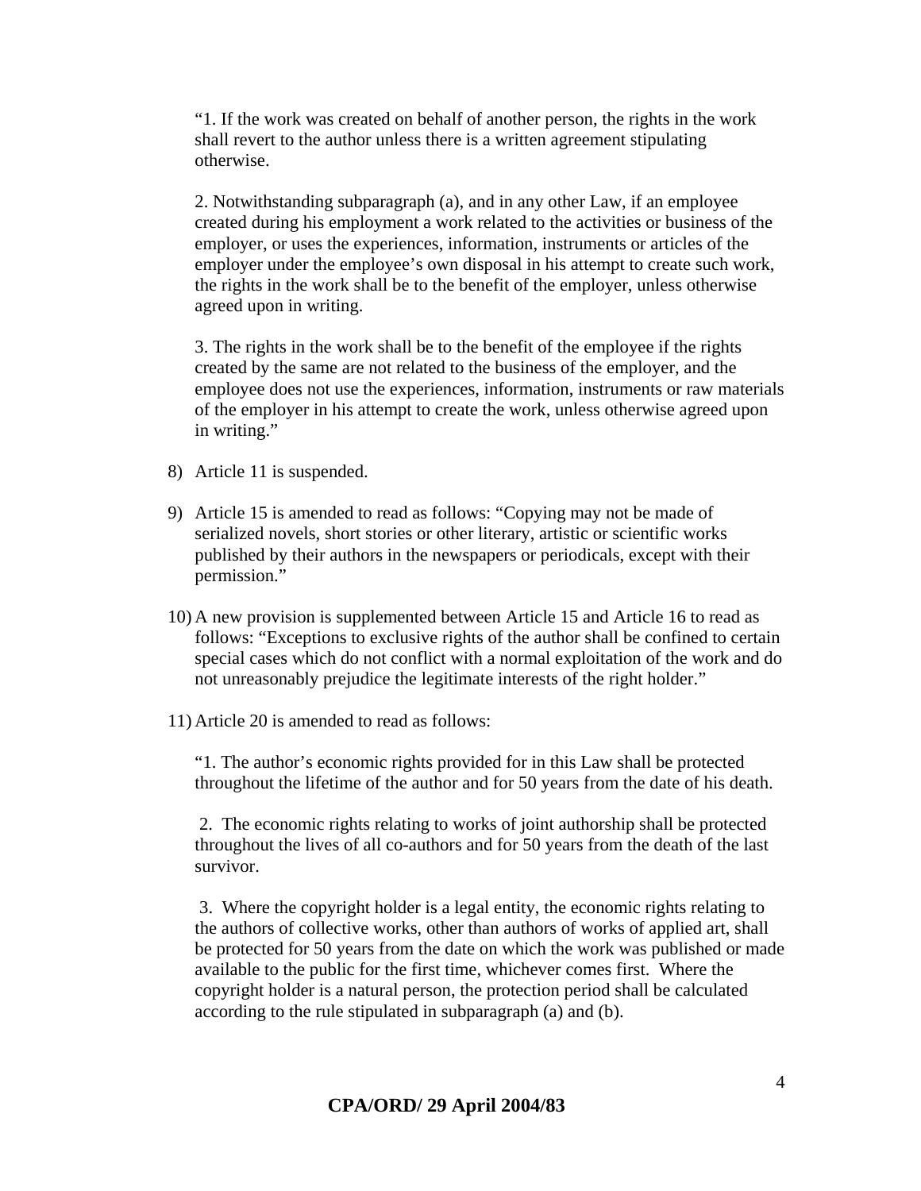"1. If the work was created on behalf of another person, the rights in the work shall revert to the author unless there is a written agreement stipulating otherwise.

2. Notwithstanding subparagraph (a), and in any other Law, if an employee created during his employment a work related to the activities or business of the employer, or uses the experiences, information, instruments or articles of the employer under the employee's own disposal in his attempt to create such work, the rights in the work shall be to the benefit of the employer, unless otherwise agreed upon in writing.

3. The rights in the work shall be to the benefit of the employee if the rights created by the same are not related to the business of the employer, and the employee does not use the experiences, information, instruments or raw materials of the employer in his attempt to create the work, unless otherwise agreed upon in writing."

8) Article 11 is suspended.

9) Article 15 is amended to read as follows: "Copying may not be made of serialized novels, short stories or other literary, artistic or scientific works published by their authors in the newspapers or periodicals, except with their permission."

10) A new provision is supplemented between Article 15 and Article 16 to read as follows: "Exceptions to exclusive rights of the author shall be confined to certain special cases which do not conflict with a normal exploitation of the work and do not unreasonably prejudice the legitimate interests of the right holder."

11) Article 20 is amended to read as follows:

"1. The author's economic rights provided for in this Law shall be protected throughout the lifetime of the author and for 50 years from the date of his death.

2. The economic rights relating to works of joint authorship shall be protected throughout the lives of all co-authors and for 50 years from the death of the last survivor.

3. Where the copyright holder is a legal entity, the economic rights relating to the authors of collective works, other than authors of works of applied art, shall be protected for 50 years from the date on which the work was published or made available to the public for the first time, whichever comes first. Where the copyright holder is a natural person, the protection period shall be calculated according to the rule stipulated in subparagraph (a) and (b).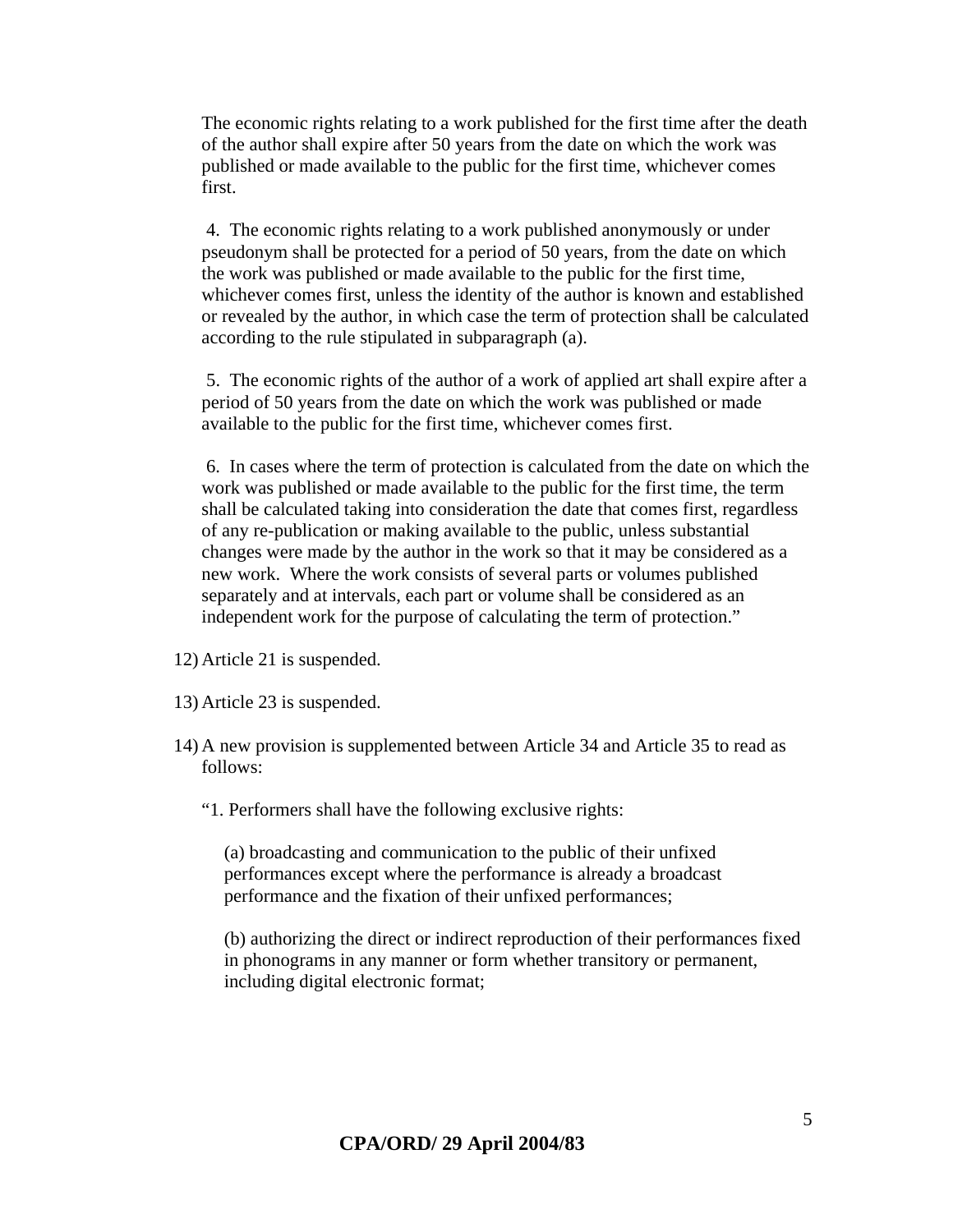The economic rights relating to a work published for the first time after the death of the author shall expire after 50 years from the date on which the work was published or made available to the public for the first time, whichever comes first.

4. The economic rights relating to a work published anonymously or under pseudonym shall be protected for a period of 50 years, from the date on which the work was published or made available to the public for the first time, whichever comes first, unless the identity of the author is known and established or revealed by the author, in which case the term of protection shall be calculated according to the rule stipulated in subparagraph (a).

5. The economic rights of the author of a work of applied art shall expire after a period of 50 years from the date on which the work was published or made available to the public for the first time, whichever comes first.

6. In cases where the term of protection is calculated from the date on which the work was published or made available to the public for the first time, the term shall be calculated taking into consideration the date that comes first, regardless of any re-publication or making available to the public, unless substantial changes were made by the author in the work so that it may be considered as a new work. Where the work consists of several parts or volumes published separately and at intervals, each part or volume shall be considered as an independent work for the purpose of calculating the term of protection."

12) Article 21 is suspended.

13) Article 23 is suspended.

14) A new provision is supplemented between Article 34 and Article 35 to read as follows:

"1. Performers shall have the following exclusive rights:

(a) broadcasting and communication to the public of their unfixed performances except where the performance is already a broadcast performance and the fixation of their unfixed performances;

(b) authorizing the direct or indirect reproduction of their performances fixed in phonograms in any manner or form whether transitory or permanent, including digital electronic format;

**CPA/ORD/ 29 April 2004/83**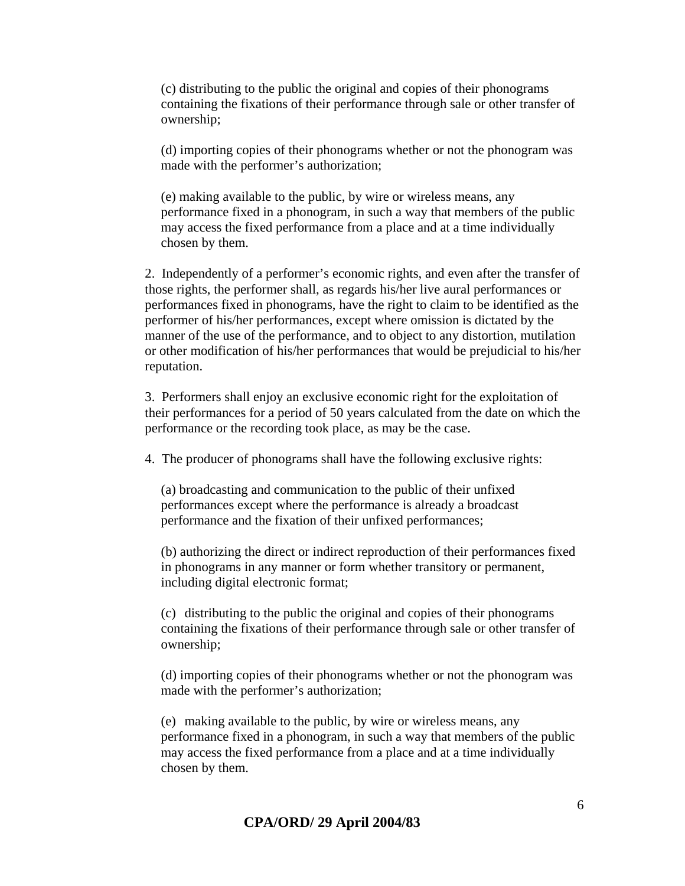(c) distributing to the public the original and copies of their phonograms containing the fixations of their performance through sale or other transfer of ownership;

(d) importing copies of their phonograms whether or not the phonogram was made with the performer's authorization;

(e) making available to the public, by wire or wireless means, any performance fixed in a phonogram, in such a way that members of the public may access the fixed performance from a place and at a time individually chosen by them.

2. Independently of a performer's economic rights, and even after the transfer of those rights, the performer shall, as regards his/her live aural performances or performances fixed in phonograms, have the right to claim to be identified as the performer of his/her performances, except where omission is dictated by the manner of the use of the performance, and to object to any distortion, mutilation or other modification of his/her performances that would be prejudicial to his/her reputation.

3. Performers shall enjoy an exclusive economic right for the exploitation of their performances for a period of 50 years calculated from the date on which the performance or the recording took place, as may be the case.

4. The producer of phonograms shall have the following exclusive rights:

(a) broadcasting and communication to the public of their unfixed performances except where the performance is already a broadcast performance and the fixation of their unfixed performances;

(b) authorizing the direct or indirect reproduction of their performances fixed in phonograms in any manner or form whether transitory or permanent, including digital electronic format;

(c) distributing to the public the original and copies of their phonograms containing the fixations of their performance through sale or other transfer of ownership;

(d) importing copies of their phonograms whether or not the phonogram was made with the performer's authorization;

(e) making available to the public, by wire or wireless means, any performance fixed in a phonogram, in such a way that members of the public may access the fixed performance from a place and at a time individually chosen by them.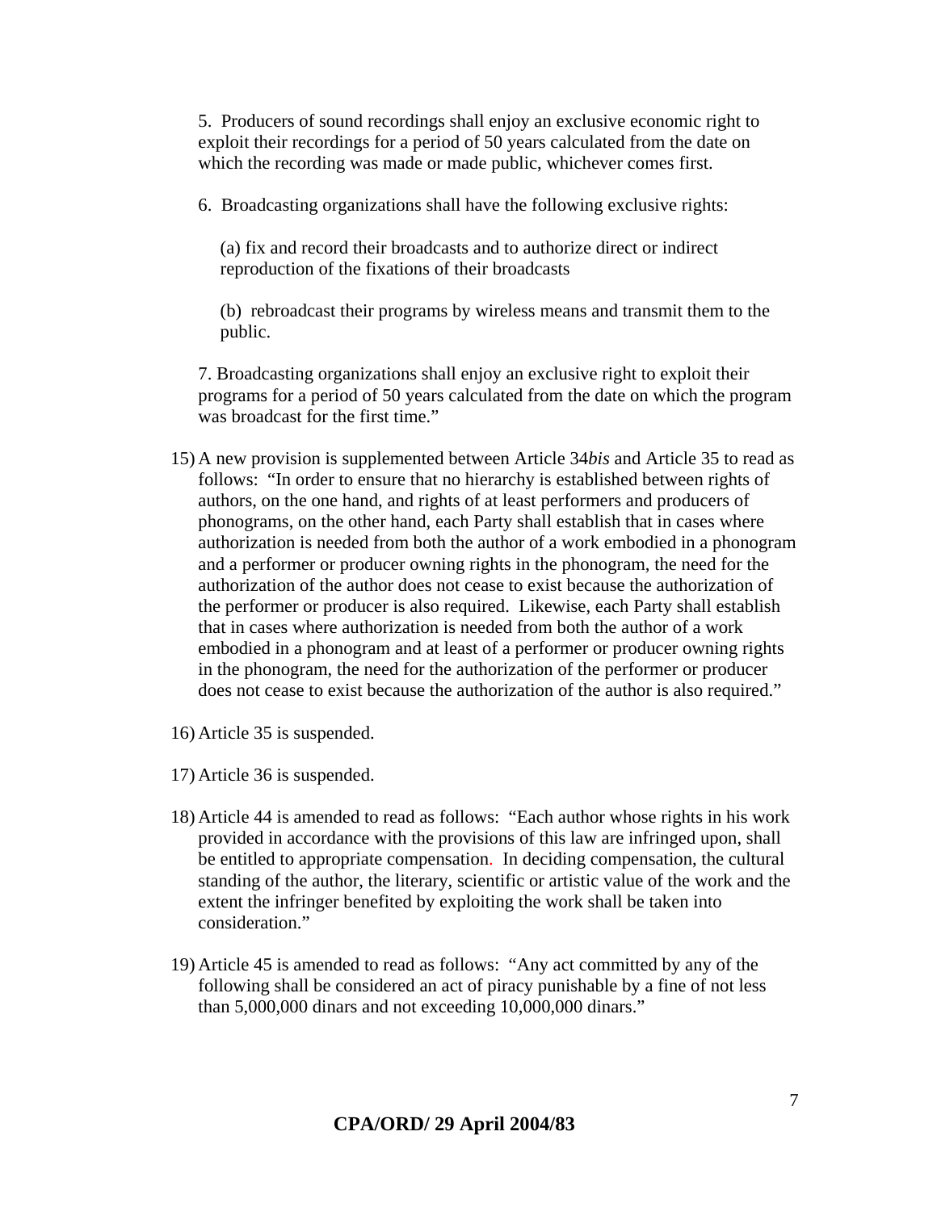5. Producers of sound recordings shall enjoy an exclusive economic right to exploit their recordings for a period of 50 years calculated from the date on which the recording was made or made public, whichever comes first.

6. Broadcasting organizations shall have the following exclusive rights:

(a) fix and record their broadcasts and to authorize direct or indirect reproduction of the fixations of their broadcasts

(b) rebroadcast their programs by wireless means and transmit them to the public.

7. Broadcasting organizations shall enjoy an exclusive right to exploit their programs for a period of 50 years calculated from the date on which the program was broadcast for the first time."

15) A new provision is supplemented between Article 34*bis* and Article 35 to read as follows: "In order to ensure that no hierarchy is established between rights of authors, on the one hand, and rights of at least performers and producers of phonograms, on the other hand, each Party shall establish that in cases where authorization is needed from both the author of a work embodied in a phonogram and a performer or producer owning rights in the phonogram, the need for the authorization of the author does not cease to exist because the authorization of the performer or producer is also required. Likewise, each Party shall establish that in cases where authorization is needed from both the author of a work embodied in a phonogram and at least of a performer or producer owning rights in the phonogram, the need for the authorization of the performer or producer does not cease to exist because the authorization of the author is also required."

16) Article 35 is suspended.

17) Article 36 is suspended.

18) Article 44 is amended to read as follows: "Each author whose rights in his work provided in accordance with the provisions of this law are infringed upon, shall be entitled to appropriate compensation. In deciding compensation, the cultural standing of the author, the literary, scientific or artistic value of the work and the extent the infringer benefited by exploiting the work shall be taken into consideration."

19) Article 45 is amended to read as follows: "Any act committed by any of the following shall be considered an act of piracy punishable by a fine of not less than 5,000,000 dinars and not exceeding 10,000,000 dinars."

**CPA/ORD/ 29 April 2004/83**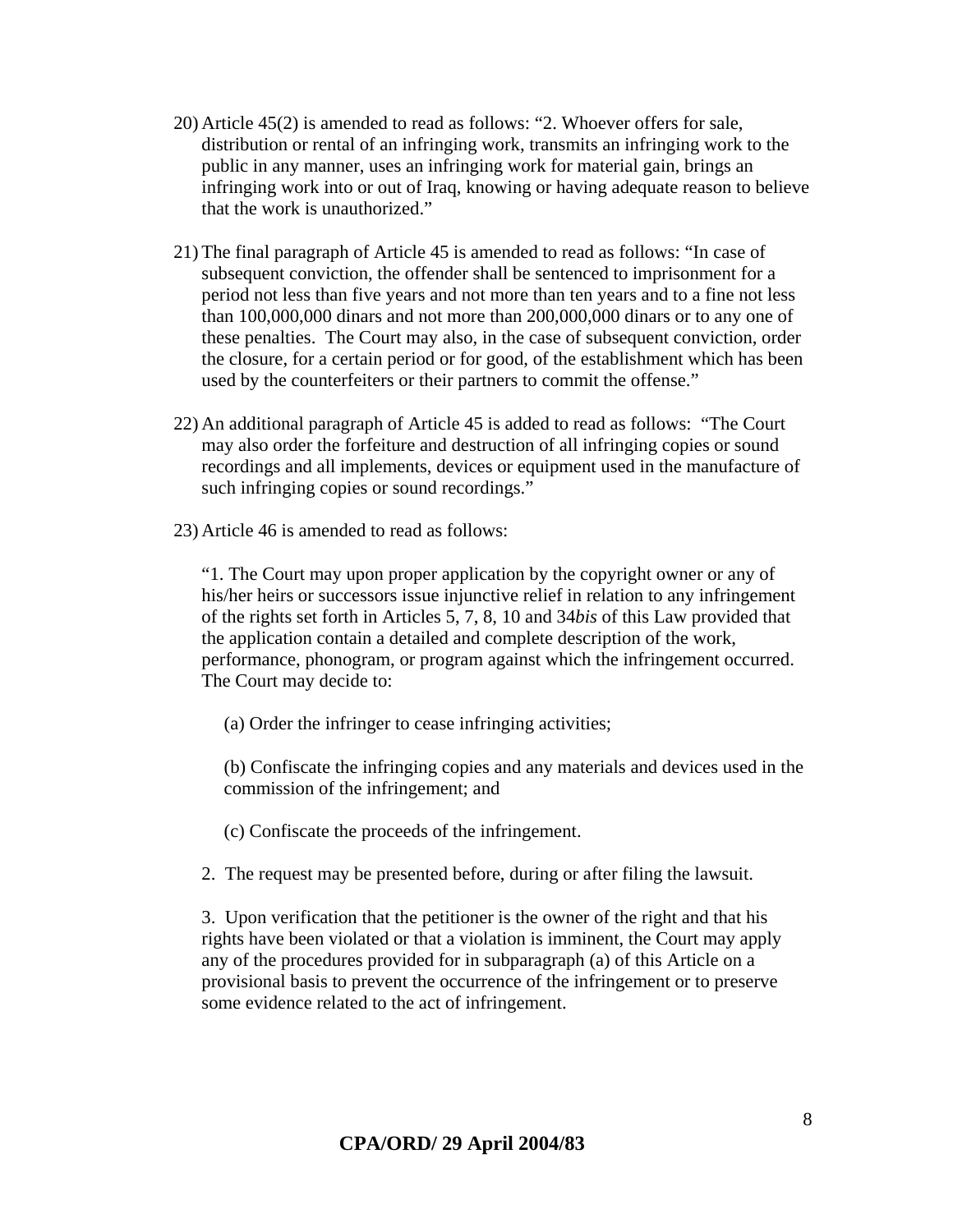20) Article 45(2) is amended to read as follows: "2. Whoever offers for sale, distribution or rental of an infringing work, transmits an infringing work to the public in any manner, uses an infringing work for material gain, brings an infringing work into or out of Iraq, knowing or having adequate reason to believe that the work is unauthorized."

21) The final paragraph of Article 45 is amended to read as follows: "In case of subsequent conviction, the offender shall be sentenced to imprisonment for a period not less than five years and not more than ten years and to a fine not less than 100,000,000 dinars and not more than 200,000,000 dinars or to any one of these penalties. The Court may also, in the case of subsequent conviction, order the closure, for a certain period or for good, of the establishment which has been used by the counterfeiters or their partners to commit the offense."

22) An additional paragraph of Article 45 is added to read as follows: "The Court may also order the forfeiture and destruction of all infringing copies or sound recordings and all implements, devices or equipment used in the manufacture of such infringing copies or sound recordings."

23) Article 46 is amended to read as follows:

"1. The Court may upon proper application by the copyright owner or any of his/her heirs or successors issue injunctive relief in relation to any infringement of the rights set forth in Articles 5, 7, 8, 10 and 34*bis* of this Law provided that the application contain a detailed and complete description of the work, performance, phonogram, or program against which the infringement occurred. The Court may decide to:

(a) Order the infringer to cease infringing activities;

(b) Confiscate the infringing copies and any materials and devices used in the commission of the infringement; and

(c) Confiscate the proceeds of the infringement.

2. The request may be presented before, during or after filing the lawsuit.

3. Upon verification that the petitioner is the owner of the right and that his rights have been violated or that a violation is imminent, the Court may apply any of the procedures provided for in subparagraph (a) of this Article on a provisional basis to prevent the occurrence of the infringement or to preserve some evidence related to the act of infringement.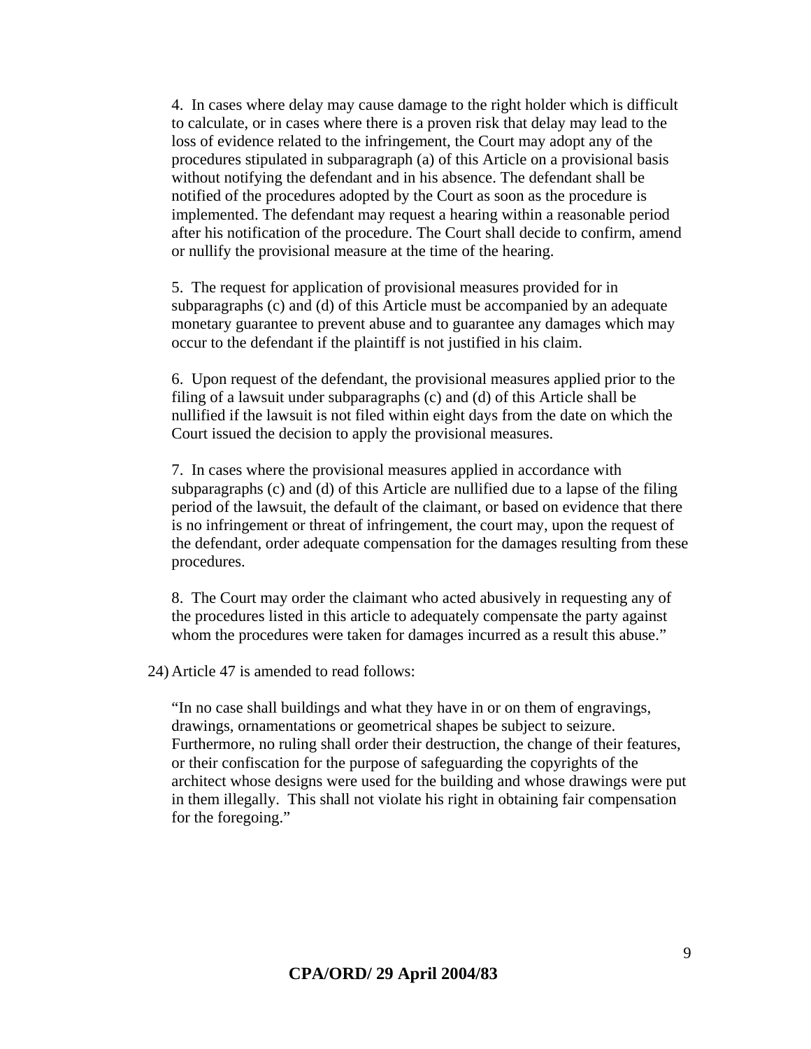4. In cases where delay may cause damage to the right holder which is difficult to calculate, or in cases where there is a proven risk that delay may lead to the loss of evidence related to the infringement, the Court may adopt any of the procedures stipulated in subparagraph (a) of this Article on a provisional basis without notifying the defendant and in his absence. The defendant shall be notified of the procedures adopted by the Court as soon as the procedure is implemented. The defendant may request a hearing within a reasonable period after his notification of the procedure. The Court shall decide to confirm, amend or nullify the provisional measure at the time of the hearing.

5. The request for application of provisional measures provided for in subparagraphs (c) and (d) of this Article must be accompanied by an adequate monetary guarantee to prevent abuse and to guarantee any damages which may occur to the defendant if the plaintiff is not justified in his claim.

6. Upon request of the defendant, the provisional measures applied prior to the filing of a lawsuit under subparagraphs (c) and (d) of this Article shall be nullified if the lawsuit is not filed within eight days from the date on which the Court issued the decision to apply the provisional measures.

7. In cases where the provisional measures applied in accordance with subparagraphs (c) and (d) of this Article are nullified due to a lapse of the filing period of the lawsuit, the default of the claimant, or based on evidence that there is no infringement or threat of infringement, the court may, upon the request of the defendant, order adequate compensation for the damages resulting from these procedures.

8. The Court may order the claimant who acted abusively in requesting any of the procedures listed in this article to adequately compensate the party against whom the procedures were taken for damages incurred as a result this abuse."

24) Article 47 is amended to read follows:

"In no case shall buildings and what they have in or on them of engravings, drawings, ornamentations or geometrical shapes be subject to seizure. Furthermore, no ruling shall order their destruction, the change of their features, or their confiscation for the purpose of safeguarding the copyrights of the architect whose designs were used for the building and whose drawings were put in them illegally. This shall not violate his right in obtaining fair compensation for the foregoing."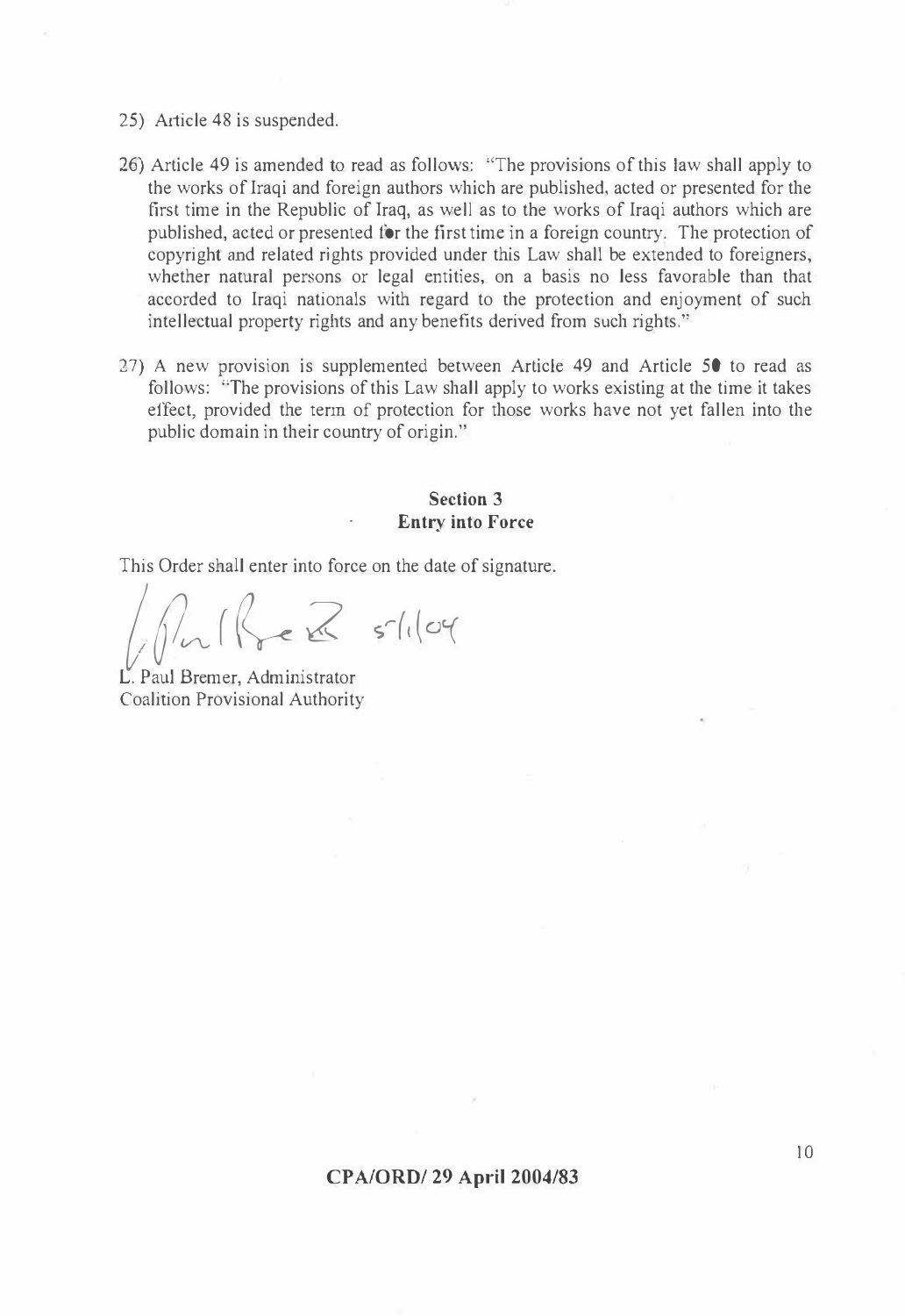25) Article 48 is suspended.

26) Article 49 is amended to read as follows: "The provisions of this law shall apply to the works of Iraqi and foreign authors which are published, acted or presented for the first time in the Republic of Iraq, as well as to the works of Iraqi authors which are published, acted or presented for the first time in a foreign country. The protection of copyright and related rights provided under this Law shall be extended to foreigners, whether natural persons or legal entities, on a basis no less favorable than that accorded to Iraqi nationals with regard to the protection and enjoyment of such intellectual property rights and any benefits derived from such rights."

27) A new provision is supplemented between Article 49 and Article 50 to read as follows: "The provisions of this Law shall apply to works existing at the time it takes effect, provided the term of protection for those works have not yet fallen into the public domain in their country of origin."

**Section 3**
**Entry into Force**

This Order shall enter into force on the date of signature.

5/1/04

L. Paul Bremer, Administrator
Coalition Provisional Authority

**CPA/ORD/ 29 April 2004/83**